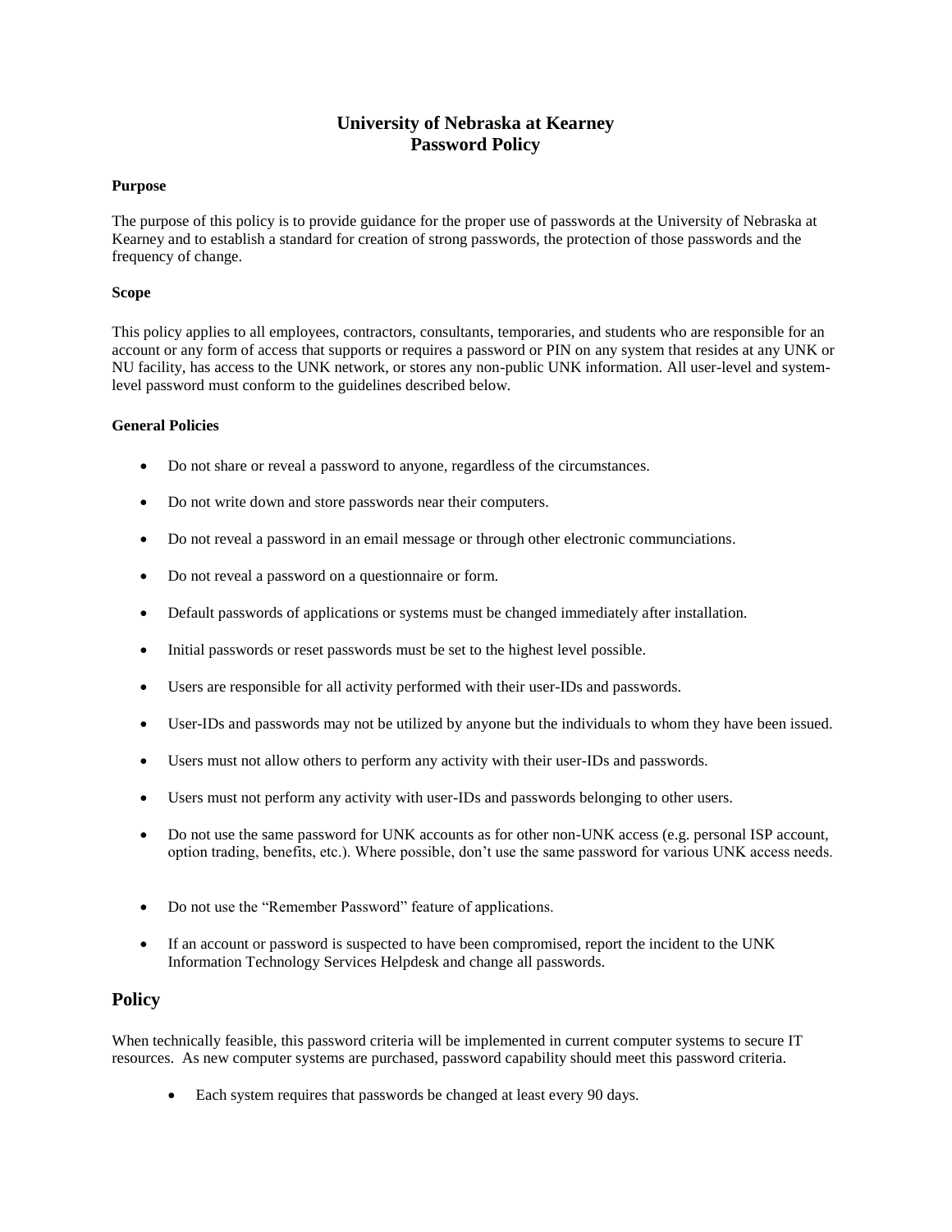# University of Nebraska at Kearney
# Password Policy

**Purpose**

The purpose of this policy is to provide guidance for the proper use of passwords at the University of Nebraska at Kearney and to establish a standard for creation of strong passwords, the protection of those passwords and the frequency of change.

**Scope**

This policy applies to all employees, contractors, consultants, temporaries, and students who are responsible for an account or any form of access that supports or requires a password or PIN on any system that resides at any UNK or NU facility, has access to the UNK network, or stores any non-public UNK information. All user-level and system-level password must conform to the guidelines described below.

**General Policies**

- Do not share or reveal a password to anyone, regardless of the circumstances.
- Do not write down and store passwords near their computers.
- Do not reveal a password in an email message or through other electronic communciations.
- Do not reveal a password on a questionnaire or form.
- Default passwords of applications or systems must be changed immediately after installation.
- Initial passwords or reset passwords must be set to the highest level possible.
- Users are responsible for all activity performed with their user-IDs and passwords.
- User-IDs and passwords may not be utilized by anyone but the individuals to whom they have been issued.
- Users must not allow others to perform any activity with their user-IDs and passwords.
- Users must not perform any activity with user-IDs and passwords belonging to other users.
- Do not use the same password for UNK accounts as for other non-UNK access (e.g. personal ISP account, option trading, benefits, etc.). Where possible, don't use the same password for various UNK access needs.
- Do not use the "Remember Password" feature of applications.
- If an account or password is suspected to have been compromised, report the incident to the UNK Information Technology Services Helpdesk and change all passwords.

## Policy

When technically feasible, this password criteria will be implemented in current computer systems to secure IT resources. As new computer systems are purchased, password capability should meet this password criteria.

- Each system requires that passwords be changed at least every 90 days.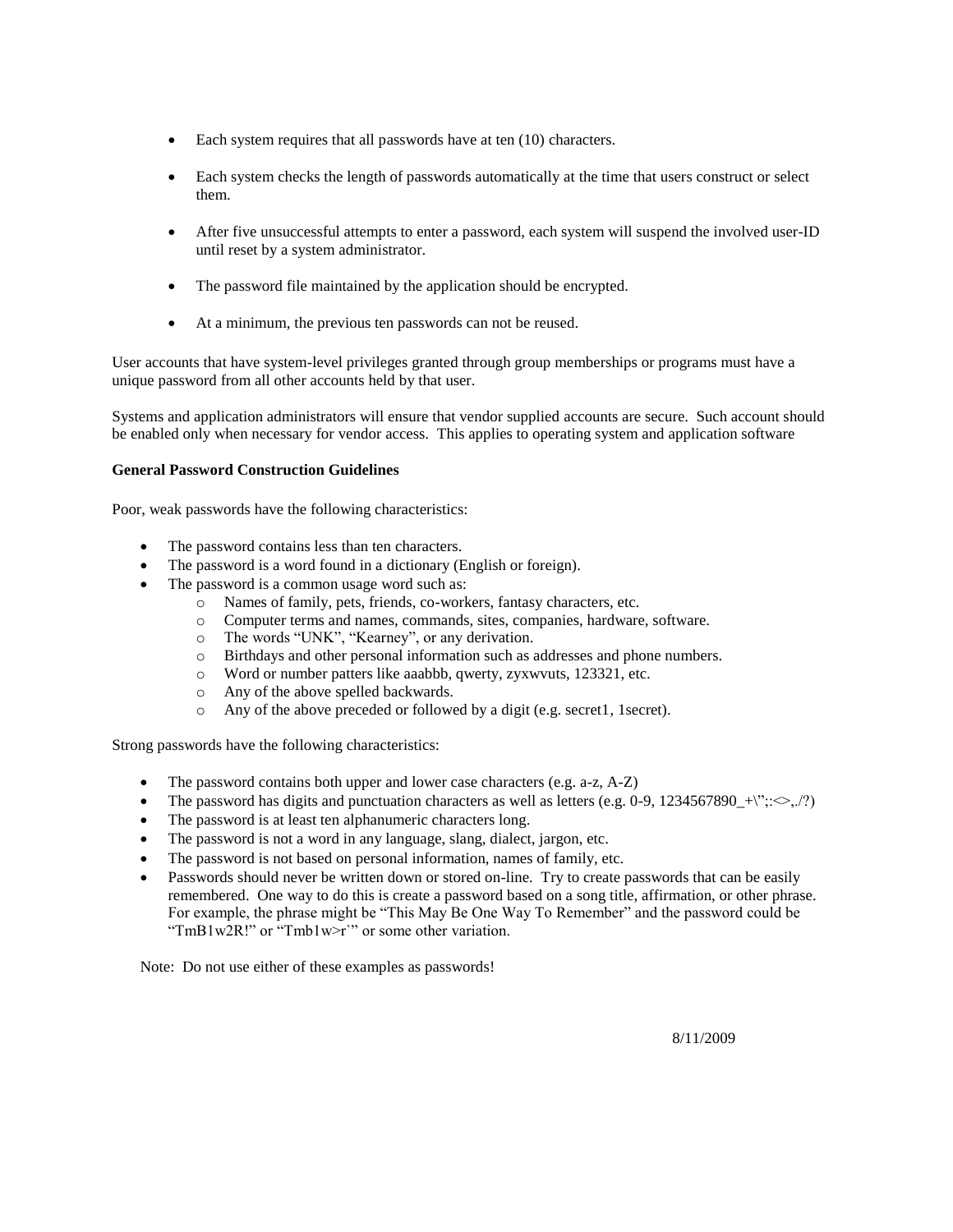- Each system requires that all passwords have at ten (10) characters.

- Each system checks the length of passwords automatically at the time that users construct or select them.

- After five unsuccessful attempts to enter a password, each system will suspend the involved user-ID until reset by a system administrator.

- The password file maintained by the application should be encrypted.

- At a minimum, the previous ten passwords can not be reused.

User accounts that have system-level privileges granted through group memberships or programs must have a unique password from all other accounts held by that user.

Systems and application administrators will ensure that vendor supplied accounts are secure. Such account should be enabled only when necessary for vendor access. This applies to operating system and application software

**General Password Construction Guidelines**

Poor, weak passwords have the following characteristics:

- The password contains less than ten characters.
- The password is a word found in a dictionary (English or foreign).
- The password is a common usage word such as:
  - Names of family, pets, friends, co-workers, fantasy characters, etc.
  - Computer terms and names, commands, sites, companies, hardware, software.
  - The words "UNK", "Kearney", or any derivation.
  - Birthdays and other personal information such as addresses and phone numbers.
  - Word or number patters like aaabbb, qwerty, zyxwvuts, 123321, etc.
  - Any of the above spelled backwards.
  - Any of the above preceded or followed by a digit (e.g. secret1, 1secret).

Strong passwords have the following characteristics:

- The password contains both upper and lower case characters (e.g. a-z, A-Z)
- The password has digits and punctuation characters as well as letters (e.g. 0-9, 1234567890_+\";:<>,./?)
- The password is at least ten alphanumeric characters long.
- The password is not a word in any language, slang, dialect, jargon, etc.
- The password is not based on personal information, names of family, etc.
- Passwords should never be written down or stored on-line. Try to create passwords that can be easily remembered. One way to do this is create a password based on a song title, affirmation, or other phrase. For example, the phrase might be "This May Be One Way To Remember" and the password could be "TmB1w2R!" or "Tmb1w>r`" or some other variation.

Note: Do not use either of these examples as passwords!

8/11/2009